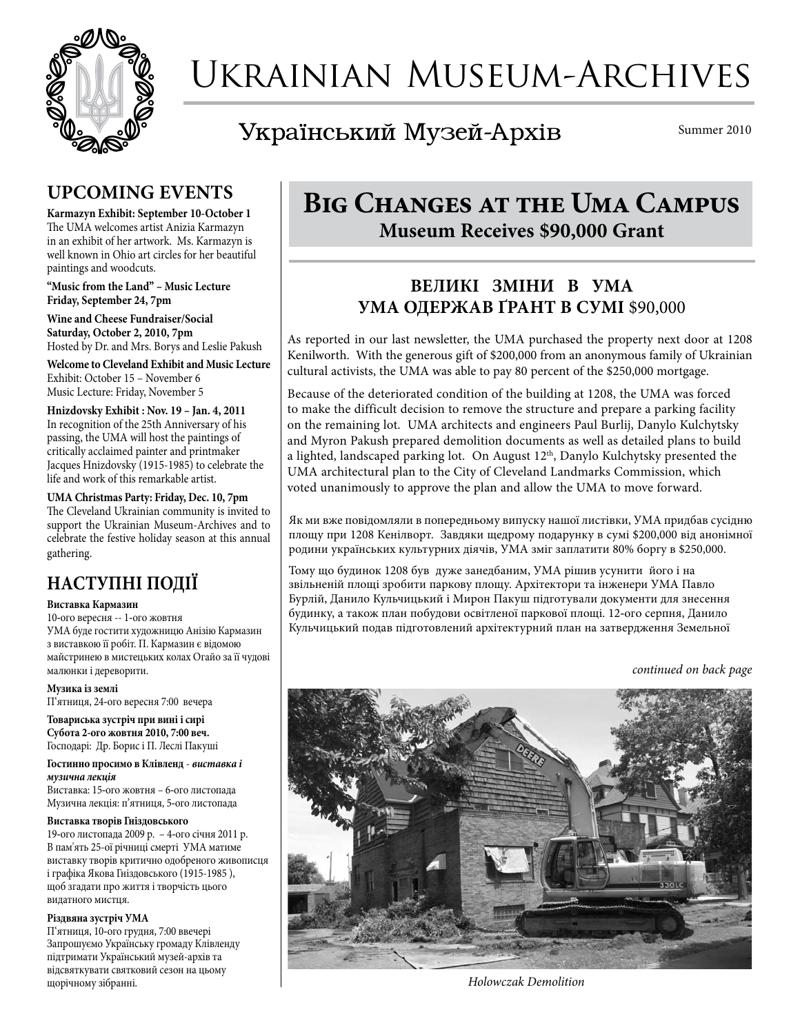# Ukrainian Museum-Archives

## Український Музей-Архів

Summer 2010

## UPCOMING EVENTS

**Karmazyn Exhibit: September 10-October 1**
The UMA welcomes artist Anizia Karmazyn in an exhibit of her artwork. Ms. Karmazyn is well known in Ohio art circles for her beautiful paintings and woodcuts.

**"Music from the Land" – Music Lecture**
**Friday, September 24, 7pm**

**Wine and Cheese Fundraiser/Social**
**Saturday, October 2, 2010, 7pm**
Hosted by Dr. and Mrs. Borys and Leslie Pakush

**Welcome to Cleveland Exhibit and Music Lecture**
Exhibit: October 15 – November 6
Music Lecture: Friday, November 5

**Hnizdovsky Exhibit : Nov. 19 – Jan. 4, 2011**
In recognition of the 25th Anniversary of his passing, the UMA will host the paintings of critically acclaimed painter and printmaker Jacques Hnizdovsky (1915-1985) to celebrate the life and work of this remarkable artist.

**UMA Christmas Party: Friday, Dec. 10, 7pm**
The Cleveland Ukrainian community is invited to support the Ukrainian Museum-Archives and to celebrate the festive holiday season at this annual gathering.

## НАСТУПНІ ПОДІЇ

**Виставка Кармазин**
10-ого вересня -- 1-ого жовтня
УМА буде гостити художницю Анізію Кармазин з виставкою її робіт. П. Кармазин є відомою майстринею в мистецьких колах Огайо за її чудові малюнки і дереворити.

**Музика із землі**
П'ятниця, 24-ого вересня 7:00 вечера

**Товариська зустріч при вині і сирі**
**Субота 2-ого жовтня 2010, 7:00 веч.**
Господарі: Др. Борис і П. Леслі Пакуші

**Гостинно просимо в Клівленд** - ***виставка і музична лекція***
Виставка: 15-ого жовтня – 6-ого листопада
Музична лекція: п'ятниця, 5-ого листопада

**Виставка творів Гніздовського**
19-ого листопада 2009 р. – 4-ого січня 2011 р.
В пам'ять 25-ої річниці смерті УМА матиме виставку творів критично одобреного живописця і графіка Якова Гніздовського (1915-1985 ), щоб згадати про життя і творчість цього видатного мистця.

**Різдвяна зустріч УМА**
П'ятниця, 10-ого грудня, 7:00 ввечері
Запрошуємо Українську громаду Клівленду підтримати Український музей-архів та відсвяткувати святковий сезон на цьому щорічному зібранні.

## Big Changes at the UMA Campus
**Museum Receives $90,000 Grant**

### ВЕЛИКІ ЗМІНИ В УМА
### УМА ОДЕРЖАВ ҐРАНТ В СУМІ $90,000

As reported in our last newsletter, the UMA purchased the property next door at 1208 Kenilworth. With the generous gift of $200,000 from an anonymous family of Ukrainian cultural activists, the UMA was able to pay 80 percent of the $250,000 mortgage.

Because of the deteriorated condition of the building at 1208, the UMA was forced to make the difficult decision to remove the structure and prepare a parking facility on the remaining lot. UMA architects and engineers Paul Burlij, Danylo Kulchytsky and Myron Pakush prepared demolition documents as well as detailed plans to build a lighted, landscaped parking lot. On August 12th, Danylo Kulchytsky presented the UMA architectural plan to the City of Cleveland Landmarks Commission, which voted unanimously to approve the plan and allow the UMA to move forward.

Як ми вже повідомляли в попередньому випуску нашої листівки, УМА придбав сусідню площу при 1208 Кенілворт. Завдяки щедрому подарунку в сумі $200,000 від анонімної родини українських культурних діячів, УМА зміг заплатити 80% боргу в $250,000.

Тому що будинок 1208 був дуже занедбаним, УМА рішив усунити його і на звільненій площі зробити паркову площу. Архітектори та інженери УМА Павло Бурлій, Данило Кульчицький і Мирон Пакуш підготували документи для знесення будинку, а також план побудови освітленої паркової площі. 12-ого серпня, Данило Кульчицький подав підготований архітектурний план на затвердження Земельної

*continued on back page*

*Holowczak Demolition*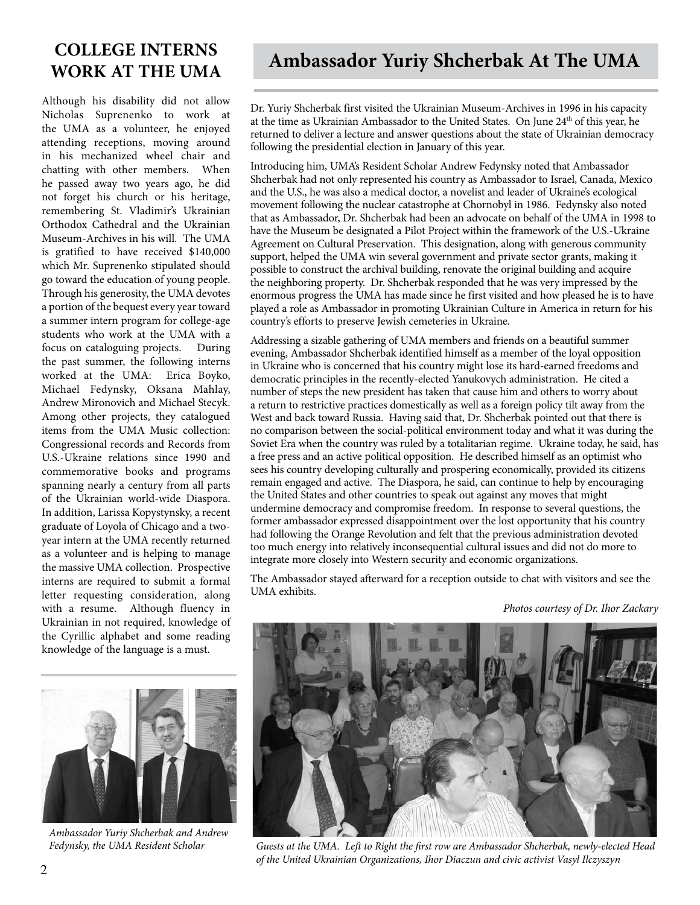## COLLEGE INTERNS WORK AT THE UMA

Although his disability did not allow Nicholas Suprenenko to work at the UMA as a volunteer, he enjoyed attending receptions, moving around in his mechanized wheel chair and chatting with other members. When he passed away two years ago, he did not forget his church or his heritage, remembering St. Vladimir's Ukrainian Orthodox Cathedral and the Ukrainian Museum-Archives in his will. The UMA is gratified to have received $140,000 which Mr. Suprenenko stipulated should go toward the education of young people. Through his generosity, the UMA devotes a portion of the bequest every year toward a summer intern program for college-age students who work at the UMA with a focus on cataloguing projects. During the past summer, the following interns worked at the UMA: Erica Boyko, Michael Fedynsky, Oksana Mahlay, Andrew Mironovich and Michael Stecyk. Among other projects, they catalogued items from the UMA Music collection: Congressional records and Records from U.S.-Ukraine relations since 1990 and commemorative books and programs spanning nearly a century from all parts of the Ukrainian world-wide Diaspora. In addition, Larissa Kopystynsky, a recent graduate of Loyola of Chicago and a two-year intern at the UMA recently returned as a volunteer and is helping to manage the massive UMA collection. Prospective interns are required to submit a formal letter requesting consideration, along with a resume. Although fluency in Ukrainian in not required, knowledge of the Cyrillic alphabet and some reading knowledge of the language is a must.

*Ambassador Yuriy Shcherbak and Andrew Fedynsky, the UMA Resident Scholar*

## Ambassador Yuriy Shcherbak At The UMA

Dr. Yuriy Shcherbak first visited the Ukrainian Museum-Archives in 1996 in his capacity at the time as Ukrainian Ambassador to the United States. On June 24th of this year, he returned to deliver a lecture and answer questions about the state of Ukrainian democracy following the presidential election in January of this year.

Introducing him, UMA's Resident Scholar Andrew Fedynsky noted that Ambassador Shcherbak had not only represented his country as Ambassador to Israel, Canada, Mexico and the U.S., he was also a medical doctor, a novelist and leader of Ukraine's ecological movement following the nuclear catastrophe at Chornobyl in 1986. Fedynsky also noted that as Ambassador, Dr. Shcherbak had been an advocate on behalf of the UMA in 1998 to have the Museum be designated a Pilot Project within the framework of the U.S.-Ukraine Agreement on Cultural Preservation. This designation, along with generous community support, helped the UMA win several government and private sector grants, making it possible to construct the archival building, renovate the original building and acquire the neighboring property. Dr. Shcherbak responded that he was very impressed by the enormous progress the UMA has made since he first visited and how pleased he is to have played a role as Ambassador in promoting Ukrainian Culture in America in return for his country's efforts to preserve Jewish cemeteries in Ukraine.

Addressing a sizable gathering of UMA members and friends on a beautiful summer evening, Ambassador Shcherbak identified himself as a member of the loyal opposition in Ukraine who is concerned that his country might lose its hard-earned freedoms and democratic principles in the recently-elected Yanukovych administration. He cited a number of steps the new president has taken that cause him and others to worry about a return to restrictive practices domestically as well as a foreign policy tilt away from the West and back toward Russia. Having said that, Dr. Shcherbak pointed out that there is no comparison between the social-political environment today and what it was during the Soviet Era when the country was ruled by a totalitarian regime. Ukraine today, he said, has a free press and an active political opposition. He described himself as an optimist who sees his country developing culturally and prospering economically, provided its citizens remain engaged and active. The Diaspora, he said, can continue to help by encouraging the United States and other countries to speak out against any moves that might undermine democracy and compromise freedom. In response to several questions, the former ambassador expressed disappointment over the lost opportunity that his country had following the Orange Revolution and felt that the previous administration devoted too much energy into relatively inconsequential cultural issues and did not do more to integrate more closely into Western security and economic organizations.

The Ambassador stayed afterward for a reception outside to chat with visitors and see the UMA exhibits.

*Photos courtesy of Dr. Ihor Zackary*

*Guests at the UMA. Left to Right the first row are Ambassador Shcherbak, newly-elected Head of the United Ukrainian Organizations, Ihor Diaczun and civic activist Vasyl Ilczyszyn*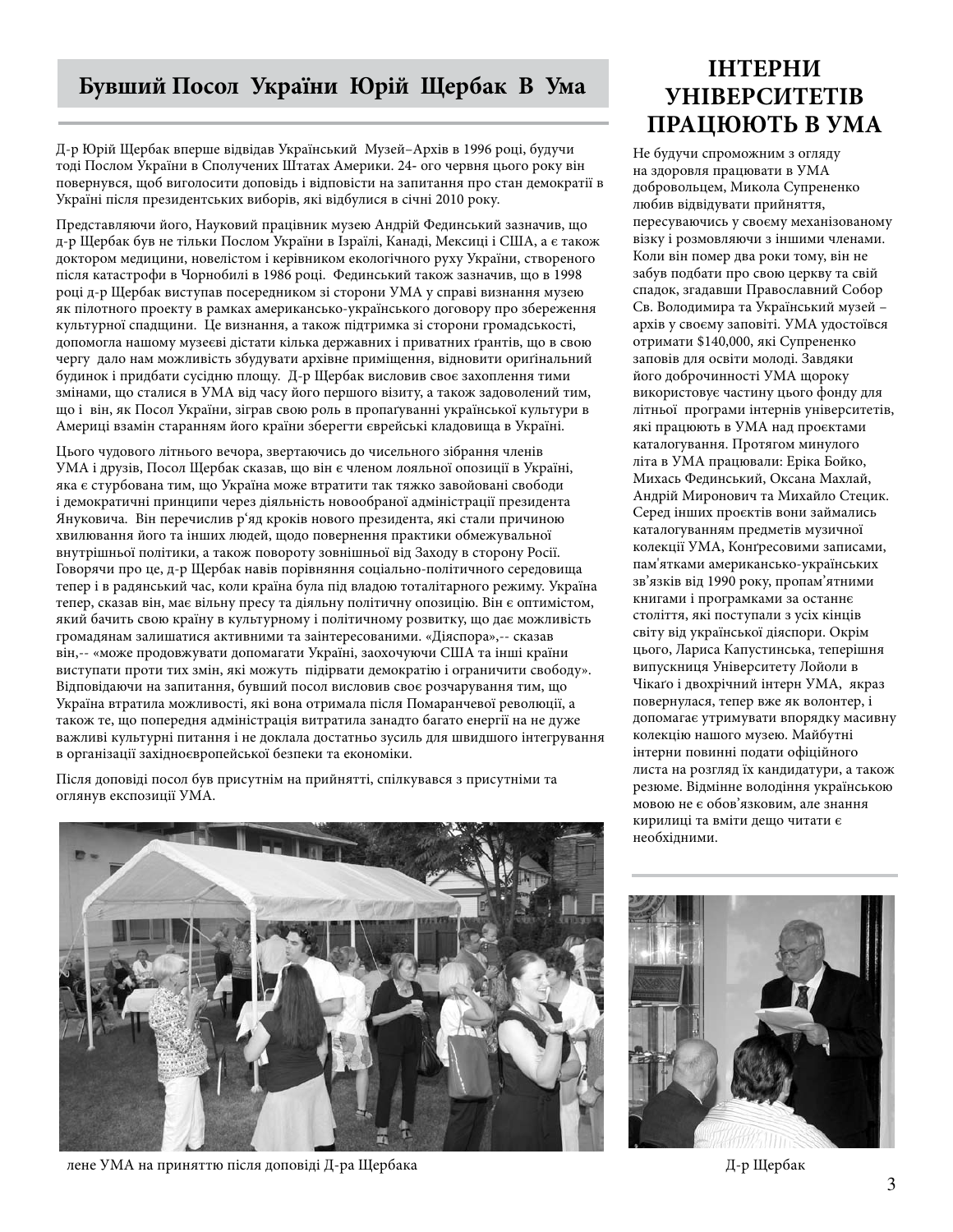## Бувший Посол України Юрій Щербак В Ума

Д-р Юрій Щербак вперше відвідав Український Музей–Архів в 1996 році, будучи тоді Послом України в Сполучених Штатах Америки. 24- ого червня цього року він повернувся, щоб виголосити доповідь і відповісти на запитання про стан демократії в Україні після президентських виборів, які відбулися в січні 2010 року.

Представляючи його, Науковий працівник музею Андрій Фединський зазначив, що д-р Щербак був не тільки Послом України в Ізраїлі, Канаді, Мексиці і США, а є також доктором медицини, новелістом і керівником екологічного руху України, створеного після катастрофи в Чорнобилі в 1986 році. Фединський також зазначив, що в 1998 році д-р Щербак виступав посередником зі сторони УМА у справі визнання музею як пілотного проекту в рамках американсько-українського договору про збереження культурної спадщини. Це визнання, а також підтримка зі сторони громадськості, допомогла нашому музеєві дістати кілька державних і приватних ґрантів, що в свою чергу дало нам можливість збудувати архівне приміщення, відновити оригінальний будинок і придбати сусідню площу. Д-р Щербак висловив своє захоплення тими змінами, що сталися в УМА від часу його першого візиту, а також задоволений тим, що і він, як Посол України, зіграв свою роль в пропаґуванні української культури в Америці взамін старанням його країни зберегти єврейські кладовища в Україні.

Цього чудового літнього вечора, звертаючись до чисельного зібрання членів УМА і друзів, Посол Щербак сказав, що він є членом лояльної опозиції в Україні, яка є стурбована тим, що Україна може втратити так тяжко завойовані свободи і демократичні принципи через діяльність новообраної адміністрації президента Януковича. Він перечислив р'яд кроків нового президента, які стали причиною хвилювання його та інших людей, щодо повернення практики обмежувальної внутрішньої політики, а також повороту зовнішньої від Заходу в сторону Росії. Говорячи про це, д-р Щербак навів порівняння соціально-політичного середовища тепер і в радянський час, коли країна була під владою тоталітарного режиму. Україна тепер, сказав він, має вільну пресу та діяльну політичну опозицію. Він є оптимістом, який бачить свою країну в культурному і політичному розвитку, що дає можливість громадянам залишатися активними та заінтересованими. «Діяспора»,-- сказав він,-- «може продовжувати допомагати Україні, заохочуючи США та інші країни виступати проти тих змін, які можуть підірвати демократію і ограничити свободу». Відповідаючи на запитання, бувший посол висловив своє розчарування тим, що Україна втратила можливості, які вона отримала після Помаранчевої революції, а також те, що попередня адміністрація витратила занадто багато енергії на не дуже важливі культурні питання і не доклала достатньо зусиль для швидшого інтегрування в організації західноєвропейської безпеки та економіки.

Після доповіді посол був присутнім на прийнятті, спілкувався з присутніми та оглянув експозиції УМА.

лене УМА на приняттю після доповіді Д-ра Щербака

## ІНТЕРНИ УНІВЕРСИТЕТІВ ПРАЦЮЮТЬ В УМА

Не будучи спроможним з огляду на здоровля працювати в УМА добровольцем, Микола Супрененко любив відвідувати прийняття, пересуваючись у своєму механізованому візку і розмовляючи з іншими членами. Коли він помер два роки тому, він не забув подбати про свою церкву та свій спадок, згадавши Православний Собор Св. Володимира та Український музей – архів у своєму заповіті. УМА удостоївся отримати $140,000, які Супрененко заповів для освіти молоді. Завдяки його доброчинності УМА щороку використовує частину цього фонду для літньої програми інтернів університетів, які працюють в УМА над проєктами каталогування. Протягом минулого літа в УМА працювали: Еріка Бойко, Михась Фединський, Оксана Махлай, Андрій Миронович та Михайло Стецик. Серед інших проєктів вони займались каталогуванням предметів музичної колекції УМА, Конґресовими записами, пам'ятками американсько-українських зв'язків від 1990 року, пропам'ятними книгами і програмками за останнє століття, які поступали з усіх кінців світу від української діяспори. Окрім цього, Лариса Капустинська, теперішня випускниця Університету Лойоли в Чікаґо і двохрічний інтерн УМА, якраз повернулася, тепер вже як волонтер, і допомагає утримувати впорядку масивну колекцію нашого музею. Майбутні інтерни повинні подати офіційного листа на розгляд їх кандидатури, а також резюме. Відмінне володіння українською мовою не є обов'язковим, але знання кирилиці та вміти дещо читати є необхідними.

Д-р Щербак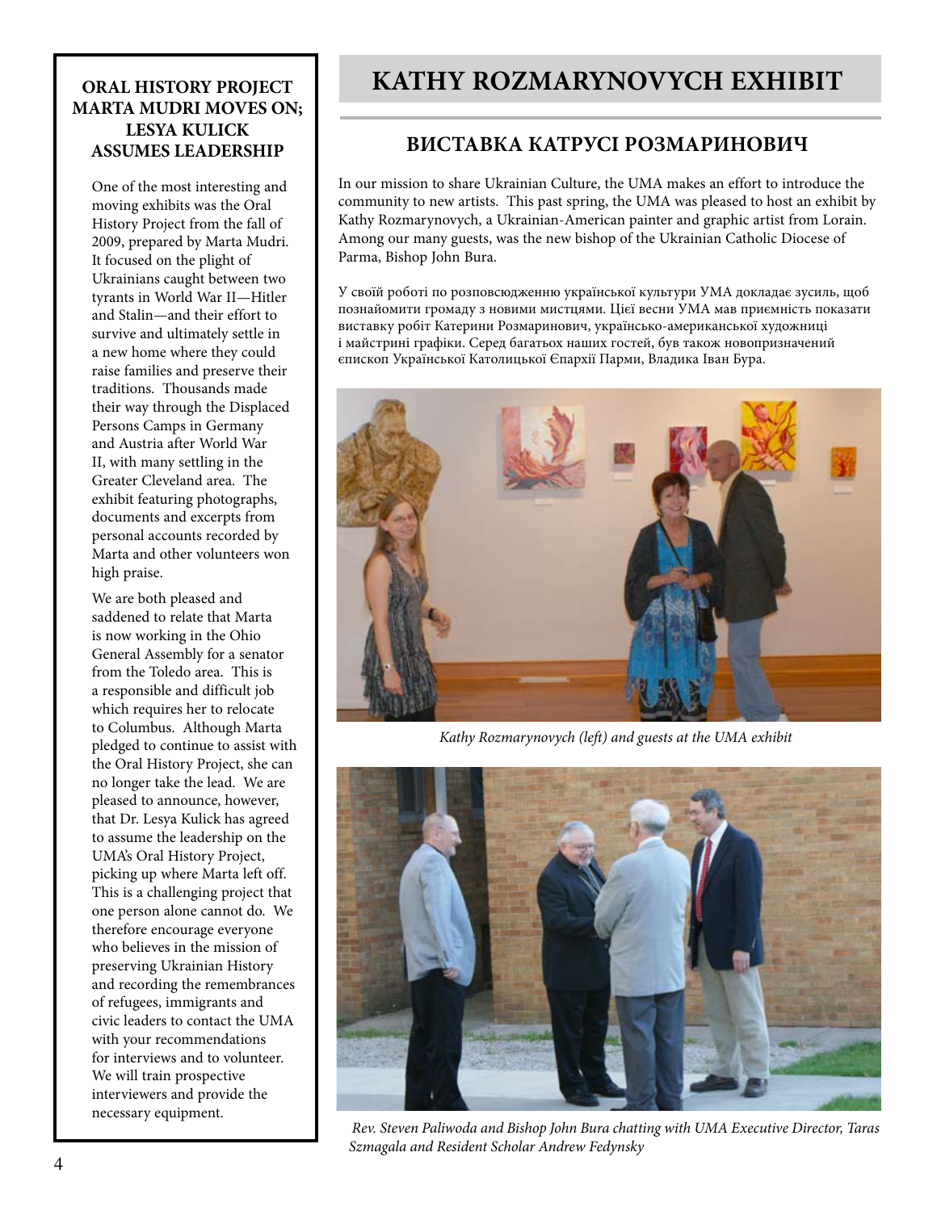## ORAL HISTORY PROJECT MARTA MUDRI MOVES ON; LESYA KULICK ASSUMES LEADERSHIP

One of the most interesting and moving exhibits was the Oral History Project from the fall of 2009, prepared by Marta Mudri. It focused on the plight of Ukrainians caught between two tyrants in World War II—Hitler and Stalin—and their effort to survive and ultimately settle in a new home where they could raise families and preserve their traditions. Thousands made their way through the Displaced Persons Camps in Germany and Austria after World War II, with many settling in the Greater Cleveland area. The exhibit featuring photographs, documents and excerpts from personal accounts recorded by Marta and other volunteers won high praise.

We are both pleased and saddened to relate that Marta is now working in the Ohio General Assembly for a senator from the Toledo area. This is a responsible and difficult job which requires her to relocate to Columbus. Although Marta pledged to continue to assist with the Oral History Project, she can no longer take the lead. We are pleased to announce, however, that Dr. Lesya Kulick has agreed to assume the leadership on the UMA's Oral History Project, picking up where Marta left off. This is a challenging project that one person alone cannot do. We therefore encourage everyone who believes in the mission of preserving Ukrainian History and recording the remembrances of refugees, immigrants and civic leaders to contact the UMA with your recommendations for interviews and to volunteer. We will train prospective interviewers and provide the necessary equipment.

# KATHY ROZMARYNOVYCH EXHIBIT

## ВИСТАВКА КАТРУСІ РОЗМАРИНОВИЧ

In our mission to share Ukrainian Culture, the UMA makes an effort to introduce the community to new artists. This past spring, the UMA was pleased to host an exhibit by Kathy Rozmarynovych, a Ukrainian-American painter and graphic artist from Lorain. Among our many guests, was the new bishop of the Ukrainian Catholic Diocese of Parma, Bishop John Bura.

У своїй роботі по розповсюдженню української культури УМА докладає зусиль, щоб познайомити громаду з новими мистцями. Цієї весни УМА мав приємність показати виставку робіт Катерини Розмаринович, українсько-американської художниці і майстрині графіки. Серед багатьох наших гостей, був також новопризначений єпископ Української Католицької Єпархії Парми, Владика Іван Бура.

*Kathy Rozmarynovych (left) and guests at the UMA exhibit*

*Rev. Steven Paliwoda and Bishop John Bura chatting with UMA Executive Director, Taras Szmagala and Resident Scholar Andrew Fedynsky*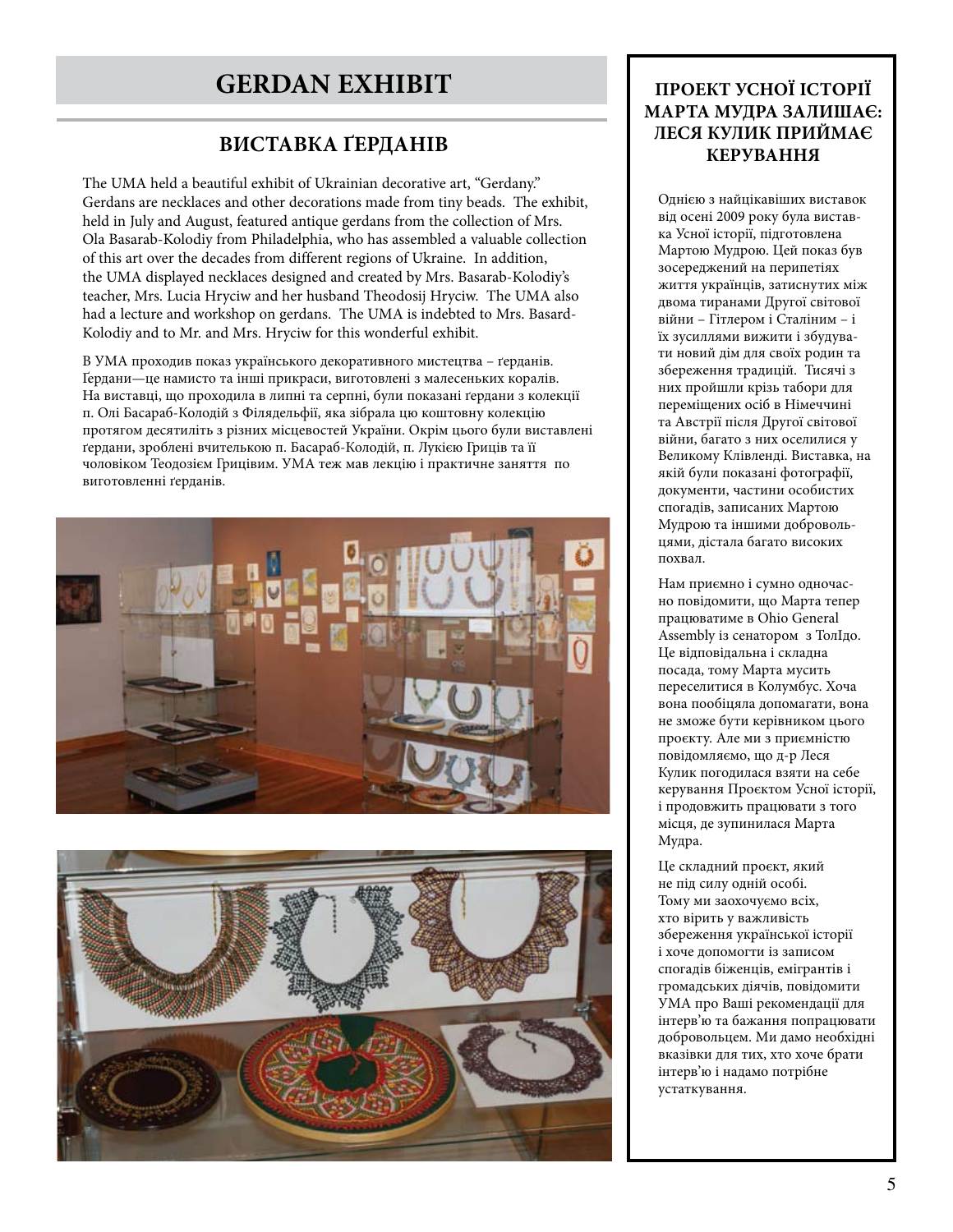# GERDAN EXHIBIT

## ВИСТАВКА ҐЕРДАНІВ

The UMA held a beautiful exhibit of Ukrainian decorative art, "Gerdany." Gerdans are necklaces and other decorations made from tiny beads. The exhibit, held in July and August, featured antique gerdans from the collection of Mrs. Ola Basarab-Kolodiy from Philadelphia, who has assembled a valuable collection of this art over the decades from different regions of Ukraine. In addition, the UMA displayed necklaces designed and created by Mrs. Basarab-Kolodiy's teacher, Mrs. Lucia Hryciw and her husband Theodosij Hryciw. The UMA also had a lecture and workshop on gerdans. The UMA is indebted to Mrs. Basard-Kolodiy and to Mr. and Mrs. Hryciw for this wonderful exhibit.

В УМА проходив показ українського декоративного мистецтва – ґерданів. Ґердани—це намисто та інші прикраси, виготовлені з малесеньких коралів. На виставці, що проходила в липні та серпні, були показані ґердани з колекції п. Олі Басараб-Колодій з Філядельфії, яка зібрала цю коштовну колекцію протягом десятиліть з різних місцевостей України. Окрім цього були виставлені ґердани, зроблені вчителькою п. Басараб-Колодій, п. Лукією Гриців та її чоловіком Теодозієм Грицівим. УМА теж мав лекцію і практичне заняття по виготовленні ґерданів.

## ПРОЕКТ УСНОЇ ІСТОРІЇ МАРТА МУДРА ЗАЛИШАЄ: ЛЕСЯ КУЛИК ПРИЙМАЄ КЕРУВАННЯ

Однією з найцікавіших виставок від осені 2009 року була виставка Усної історії, підготовлена Мартою Мудрою. Цей показ був зосереджений на перипетіях життя українців, затиснутих між двома тиранами Другої світової війни – Гітлером і Сталіним – і їх зусиллями вижити і збудувати новий дім для своїх родин та збереження традицій. Тисячі з них пройшли крізь табори для переміщених осіб в Німеччині та Австрії після Другої світової війни, багато з них оселилися у Великому Клівленді. Виставка, на якій були показані фотографії, документи, частини особистих спогадів, записаних Мартою Мудрою та іншими добровольцями, дістала багато високих похвал.

Нам приємно і сумно одночасно повідомити, що Марта тепер працюватиме в Ohio General Assembly із сенатором з ТолІдо. Це відповідальна і складна посада, тому Марта мусить переселитися в Колумбус. Хоча вона пообіцяла допомагати, вона не зможе бути керівником цього проєкту. Але ми з приємністю повідомляємо, що д-р Леся Кулик погодилася взяти на себе керування Проєктом Усної історії, і продовжить працювати з того місця, де зупинилася Марта Мудра.

Це складний проєкт, який не під силу одній особі. Тому ми заохочуємо всіх, хто вірить у важливість збереження української історії і хоче допомогти із записом спогадів біженців, емігрантів і громадських діячів, повідомити УМА про Ваші рекомендації для інтерв'ю та бажання попрацювати добровольцем. Ми дамо необхідні вказівки для тих, хто хоче брати інтерв'ю і надамо потрібне устаткування.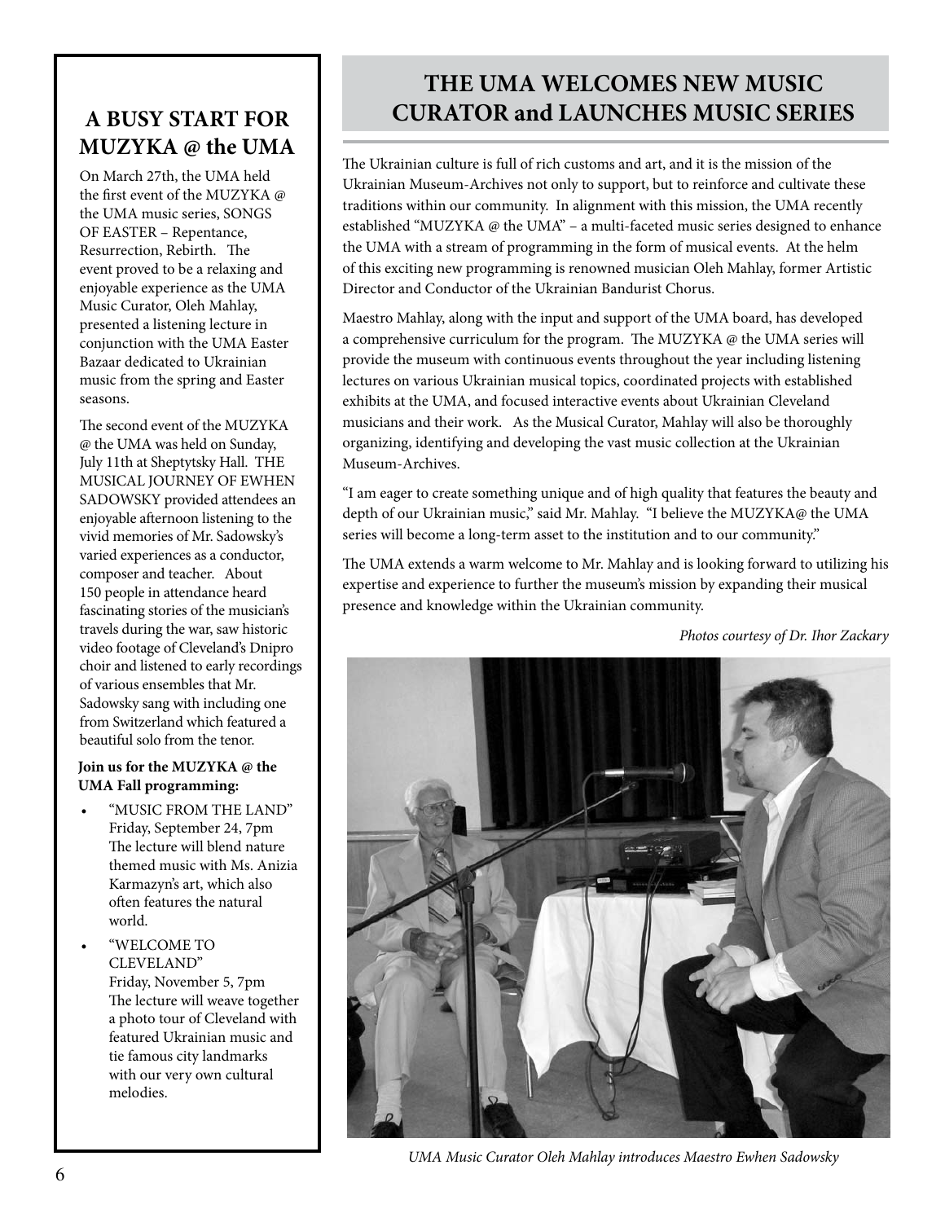## A BUSY START FOR MUZYKA @ the UMA

On March 27th, the UMA held the first event of the MUZYKA @ the UMA music series, SONGS OF EASTER – Repentance, Resurrection, Rebirth. The event proved to be a relaxing and enjoyable experience as the UMA Music Curator, Oleh Mahlay, presented a listening lecture in conjunction with the UMA Easter Bazaar dedicated to Ukrainian music from the spring and Easter seasons.

The second event of the MUZYKA @ the UMA was held on Sunday, July 11th at Sheptytsky Hall. THE MUSICAL JOURNEY OF EWHEN SADOWSKY provided attendees an enjoyable afternoon listening to the vivid memories of Mr. Sadowsky's varied experiences as a conductor, composer and teacher. About 150 people in attendance heard fascinating stories of the musician's travels during the war, saw historic video footage of Cleveland's Dnipro choir and listened to early recordings of various ensembles that Mr. Sadowsky sang with including one from Switzerland which featured a beautiful solo from the tenor.

**Join us for the MUZYKA @ the UMA Fall programming:**

- "MUSIC FROM THE LAND"
  Friday, September 24, 7pm
  The lecture will blend nature themed music with Ms. Anizia Karmazyn's art, which also often features the natural world.
- "WELCOME TO CLEVELAND"
  Friday, November 5, 7pm
  The lecture will weave together a photo tour of Cleveland with featured Ukrainian music and tie famous city landmarks with our very own cultural melodies.

## THE UMA WELCOMES NEW MUSIC CURATOR and LAUNCHES MUSIC SERIES

The Ukrainian culture is full of rich customs and art, and it is the mission of the Ukrainian Museum-Archives not only to support, but to reinforce and cultivate these traditions within our community. In alignment with this mission, the UMA recently established "MUZYKA @ the UMA" – a multi-faceted music series designed to enhance the UMA with a stream of programming in the form of musical events. At the helm of this exciting new programming is renowned musician Oleh Mahlay, former Artistic Director and Conductor of the Ukrainian Bandurist Chorus.

Maestro Mahlay, along with the input and support of the UMA board, has developed a comprehensive curriculum for the program. The MUZYKA @ the UMA series will provide the museum with continuous events throughout the year including listening lectures on various Ukrainian musical topics, coordinated projects with established exhibits at the UMA, and focused interactive events about Ukrainian Cleveland musicians and their work. As the Musical Curator, Mahlay will also be thoroughly organizing, identifying and developing the vast music collection at the Ukrainian Museum-Archives.

"I am eager to create something unique and of high quality that features the beauty and depth of our Ukrainian music," said Mr. Mahlay. "I believe the MUZYKA@ the UMA series will become a long-term asset to the institution and to our community."

The UMA extends a warm welcome to Mr. Mahlay and is looking forward to utilizing his expertise and experience to further the museum's mission by expanding their musical presence and knowledge within the Ukrainian community.

*Photos courtesy of Dr. Ihor Zackary*

*UMA Music Curator Oleh Mahlay introduces Maestro Ewhen Sadowsky*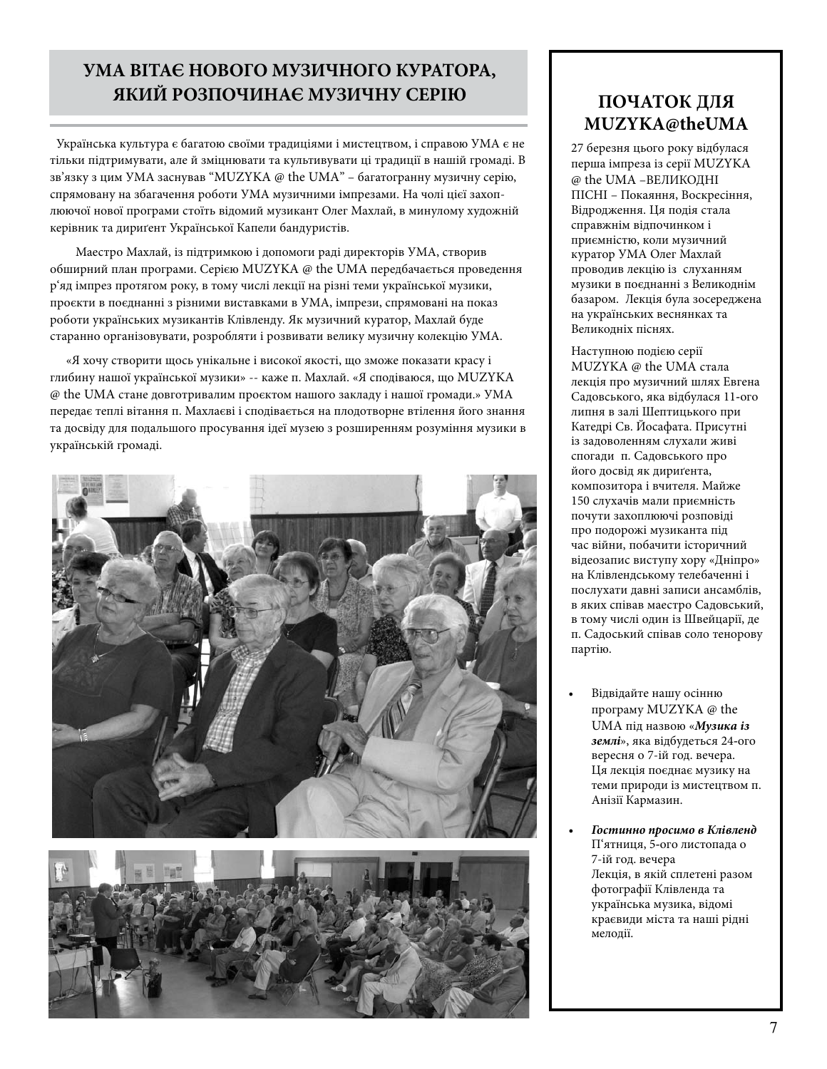## УМА ВІТАЄ НОВОГО МУЗИЧНОГО КУРАТОРА, ЯКИЙ РОЗПОЧИНАЄ МУЗИЧНУ СЕРІЮ

Українська культура є багатою своїми традиціями і мистецтвом, і справою УМА є не тільки підтримувати, але й зміцнювати та культивувати ці традиції в нашій громаді. В зв'язку з цим УМА заснував "MUZYKA @ the UMA" – багатогранну музичну серію, спрямовану на збагачення роботи УМА музичними імпрезами. На чолі цієї захоплюючої нової програми стоїть відомий музикант Олег Махлай, в минулому художній керівник та диригент Української Капели бандуристів.

Маестро Махлай, із підтримкою і допомоги раді директорів УМА, створив обширний план програми. Серією MUZYKA @ the UMA передбачається проведення р'яд імпрез протягом року, в тому числі лекції на різні теми української музики, проєкти в поєднанні з різними виставками в УМА, імпрези, спрямовані на показ роботи українських музикантів Клівленду. Як музичний куратор, Махлай буде старанно організовувати, розробляти і розвивати велику музичну колекцію УМА.

«Я хочу створити щось унікальне і високої якості, що зможе показати красу і глибину нашої української музики» -- каже п. Махлай. «Я сподіваюся, що MUZYKA @ the UMA стане довготривалим проєктом нашого закладу і нашої громади.» УМА передає теплі вітання п. Махлаєві і сподівається на плодотворне втілення його знання та досвіду для подальшого просування ідеї музею з розширенням розуміння музики в українській громаді.

## ПОЧАТОК ДЛЯ MUZYKA@theUMA

27 березня цього року відбулася перша імпреза із серії MUZYKA @ the UMA –ВЕЛИКОДНІ ПІСНІ – Покаяння, Воскресіння, Відродження. Ця подія стала справжнім відпочинком і приємністю, коли музичний куратор УМА Олег Махлай проводив лекцію із слуханням музики в поєднанні з Великоднім базаром. Лекція була зосереджена на українських веснянках та Великодніх піснях.

Наступною подією серії MUZYKA @ the UMA стала лекція про музичний шлях Евгена Садовського, яка відбулася 11-ого липня в залі Шептицького при Катедрі Св. Йосафата. Присутні із задоволенням слухали живі спогади п. Садовського про його досвід як диригента, композитора і вчителя. Майже 150 слухачів мали приємність почути захоплюючі розповіді про подорожі музиканта під час війни, побачити історичний відеозапис виступу хору «Дніпро» на Клівлендському телебаченні і послухати давні записи ансамблів, в яких співав маестро Садовський, в тому числі один із Швейцарії, де п. Садоський співав соло тенорову партію.

- Відвідайте нашу осінню програму MUZYKA @ the UMA під назвою «***Музика із землі***», яка відбудеться 24-ого вересня о 7-ій год. вечера. Ця лекція поєднає музику на теми природи із мистецтвом п. Анізії Кармазин.

- ***Гостинно просимо в Клівленд*** П'ятниця, 5-ого листопада о 7-ій год. вечера Лекція, в якій сплетені разом фотографії Клівленда та українська музика, відомі краєвиди міста та наші рідні мелодії.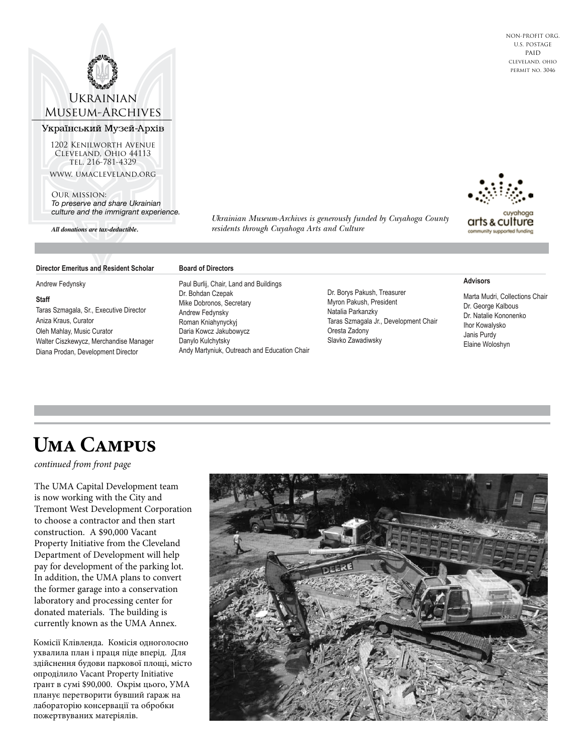# Ukrainian Museum-Archives

Український Музей-Архів

1202 Kenilworth Avenue
Cleveland, Ohio 44113
tel. 216-781-4329

www. umacleveland.org

Our mission:
*To preserve and share Ukrainian culture and the immigrant experience.*

***All donations are tax-deductible.***

non-profit org.
u.s. postage
paid
cleveland, ohio
permit no. 3046

*Ukrainian Museum-Archives is generously funded by Cuyahoga County residents through Cuyahoga Arts and Culture*

cuyahoga arts & culture
community supported funding

**Director Emeritus and Resident Scholar**

Andrew Fedynsky

**Staff**

Taras Szmagala, Sr., Executive Director
Aniza Kraus, Curator
Oleh Mahlay, Music Curator
Walter Ciszkewycz, Merchandise Manager
Diana Prodan, Development Director

**Board of Directors**

Paul Burlij, Chair, Land and Buildings
Dr. Bohdan Czepak
Mike Dobronos, Secretary
Andrew Fedynsky
Roman Kniahynyckyj
Daria Kowcz Jakubowycz
Danylo Kulchytsky
Andy Martyniuk, Outreach and Education Chair
Dr. Borys Pakush, Treasurer
Myron Pakush, President
Natalia Parkanzky
Taras Szmagala Jr., Development Chair
Oresta Zadony
Slavko Zawadiwsky

**Advisors**

Marta Mudri, Collections Chair
Dr. George Kalbous
Dr. Natalie Kononenko
Ihor Kowalysko
Janis Purdy
Elaine Woloshyn

# UMA Campus

*continued from front page*

The UMA Capital Development team is now working with the City and Tremont West Development Corporation to choose a contractor and then start construction. A $90,000 Vacant Property Initiative from the Cleveland Department of Development will help pay for development of the parking lot. In addition, the UMA plans to convert the former garage into a conservation laboratory and processing center for donated materials. The building is currently known as the UMA Annex.

Комісії Клівленда. Комісія одноголосно ухвалила план і праця піде вперід. Для здійснення будови паркової площі, місто опроділило Vacant Property Initiative ґрант в сумі $90,000. Окрім цього, УМА планує перетворити бувший ґараж на лабораторію консерваці та обробки пожертвуваних матеріялів.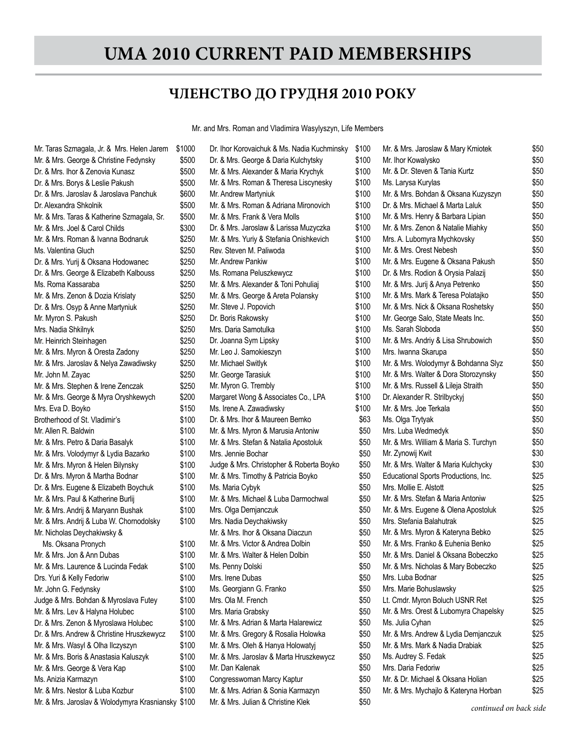# UMA 2010 CURRENT PAID MEMBERSHIPS

## ЧЛЕНСТВО ДО ГРУДНЯ 2010 РОКУ

Mr. and Mrs. Roman and Vladimira Wasylyszyn, Life Members

| Name | Amount |
|---|---|
| Mr. Taras Szmagala, Jr. & Mrs. Helen Jarem | $1000 |
| Mr. & Mrs. George & Christine Fedynsky | $500 |
| Dr. & Mrs. Ihor & Zenovia Kunasz | $500 |
| Dr. & Mrs. Borys & Leslie Pakush | $500 |
| Dr. & Mrs. Jaroslav & Jaroslava Panchuk | $600 |
| Dr. Alexandra Shkolnik | $500 |
| Mr. & Mrs. Taras & Katherine Szmagala, Sr. | $500 |
| Mr. & Mrs. Joel & Carol Childs | $300 |
| Mr. & Mrs. Roman & Ivanna Bodnaruk | $250 |
| Ms. Valentina Gluch | $250 |
| Dr. & Mrs. Yurij & Oksana Hodowanec | $250 |
| Dr. & Mrs. George & Elizabeth Kalbouss | $250 |
| Ms. Roma Kassaraba | $250 |
| Mr. & Mrs. Zenon & Dozia Krislaty | $250 |
| Dr. & Mrs. Osyp & Anne Martyniuk | $250 |
| Mr. Myron S. Pakush | $250 |
| Mrs. Nadia Shkilnyk | $250 |
| Mr. Heinrich Steinhagen | $250 |
| Mr. & Mrs. Myron & Oresta Zadony | $250 |
| Mr. & Mrs. Jaroslav & Nelya Zawadiwsky | $250 |
| Mr. John M. Zayac | $250 |
| Mr. & Mrs. Stephen & Irene Zenczak | $250 |
| Mr. & Mrs. George & Myra Oryshkewych | $200 |
| Mrs. Eva D. Boyko | $150 |
| Brotherhood of St. Vladimir's | $100 |
| Mr. Allen R. Baldwin | $100 |
| Mr. & Mrs. Petro & Daria Basalyk | $100 |
| Mr. & Mrs. Volodymyr & Lydia Bazarko | $100 |
| Mr. & Mrs. Myron & Helen Bilynsky | $100 |
| Dr. & Mrs. Myron & Martha Bodnar | $100 |
| Dr. & Mrs. Eugene & Elizabeth Boychuk | $100 |
| Mr. & Mrs. Paul & Katherine Burlij | $100 |
| Mr. & Mrs. Andrij & Maryann Bushak | $100 |
| Mr. & Mrs. Andrij & Luba W. Chornodolsky | $100 |
| Mr. Nicholas Deychakiwsky & Ms. Oksana Pronych | $100 |
| Mr. & Mrs. Jon & Ann Dubas | $100 |
| Mr. & Mrs. Laurence & Lucinda Fedak | $100 |
| Drs. Yuri & Kelly Fedoriw | $100 |
| Mr. John G. Fedynsky | $100 |
| Judge & Mrs. Bohdan & Myroslava Futey | $100 |
| Mr. & Mrs. Lev & Halyna Holubec | $100 |
| Dr. & Mrs. Zenon & Myroslawa Holubec | $100 |
| Dr. & Mrs. Andrew & Christine Hruszkewycz | $100 |
| Mr. & Mrs. Wasyl & Olha Ilczyszyn | $100 |
| Mr. & Mrs. Boris & Anastasia Kaluszyk | $100 |
| Mr. & Mrs. George & Vera Kap | $100 |
| Ms. Anizia Karmazyn | $100 |
| Mr. & Mrs. Nestor & Luba Kozbur | $100 |
| Mr. & Mrs. Jaroslav & Wolodymyra Krasniansky | $100 |
| Dr. Ihor Korovaichuk & Ms. Nadia Kuchminsky | $100 |
| Dr. & Mrs. George & Daria Kulchytsky | $100 |
| Mr. & Mrs. Alexander & Maria Krychyk | $100 |
| Mr. & Mrs. Roman & Theresa Liscynesky | $100 |
| Mr. Andrew Martyniuk | $100 |
| Mr. & Mrs. Roman & Adriana Mironovich | $100 |
| Mr. & Mrs. Frank & Vera Molls | $100 |
| Dr. & Mrs. Jaroslaw & Larissa Muzyczka | $100 |
| Mr. & Mrs. Yuriy & Stefania Onishkevich | $100 |
| Rev. Steven M. Paliwoda | $100 |
| Mr. Andrew Pankiw | $100 |
| Ms. Romana Peluszkewycz | $100 |
| Mr. & Mrs. Alexander & Toni Pohuliaj | $100 |
| Mr. & Mrs. George & Areta Polansky | $100 |
| Mr. Steve J. Popovich | $100 |
| Dr. Boris Rakowsky | $100 |
| Mrs. Daria Samotulka | $100 |
| Dr. Joanna Sym Lipsky | $100 |
| Mr. Leo J. Samokieszyn | $100 |
| Mr. Michael Switlyk | $100 |
| Mr. George Tarasiuk | $100 |
| Mr. Myron G. Trembly | $100 |
| Margaret Wong & Associates Co., LPA | $100 |
| Ms. Irene A. Zawadiwsky | $100 |
| Dr. & Mrs. Ihor & Maureen Bemko | $63 |
| Mr. & Mrs. Myron & Marusia Antoniw | $50 |
| Mr. & Mrs. Stefan & Natalia Apostoluk | $50 |
| Mrs. Jennie Bochar | $50 |
| Judge & Mrs. Christopher & Roberta Boyko | $50 |
| Mr. & Mrs. Timothy & Patricia Boyko | $50 |
| Ms. Maria Cybyk | $50 |
| Mr. & Mrs. Michael & Luba Darmochwal | $50 |
| Mrs. Olga Demjanczuk | $50 |
| Mrs. Nadia Deychakiwsky | $50 |
| Mr. & Mrs. Ihor & Oksana Diaczun | $50 |
| Mr. & Mrs. Victor & Andrea Dolbin | $50 |
| Mr. & Mrs. Walter & Helen Dolbin | $50 |
| Ms. Penny Dolski | $50 |
| Mrs. Irene Dubas | $50 |
| Ms. Georgiann G. Franko | $50 |
| Mrs. Ola M. French | $50 |
| Mrs. Maria Grabsky | $50 |
| Mr. & Mrs. Adrian & Marta Halarewicz | $50 |
| Mr. & Mrs. Gregory & Rosalia Holowka | $50 |
| Mr. & Mrs. Oleh & Hanya Holowatyj | $50 |
| Mr. & Mrs. Jaroslav & Marta Hruszkewycz | $50 |
| Mr. Dan Kalenak | $50 |
| Congresswoman Marcy Kaptur | $50 |
| Mr. & Mrs. Adrian & Sonia Karmazyn | $50 |
| Mr. & Mrs. Julian & Christine Klek | $50 |
| Mr. & Mrs. Jaroslaw & Mary Kmiotek | $50 |
| Mr. Ihor Kowalysko | $50 |
| Mr. & Dr. Steven & Tania Kurtz | $50 |
| Ms. Larysa Kurylas | $50 |
| Mr. & Mrs. Bohdan & Oksana Kuzyszyn | $50 |
| Dr. & Mrs. Michael & Marta Laluk | $50 |
| Mr. & Mrs. Henry & Barbara Lipian | $50 |
| Mr. & Mrs. Zenon & Natalie Miahky | $50 |
| Mrs. A. Lubomyra Mychkovsky | $50 |
| Mr. & Mrs. Orest Nebesh | $50 |
| Mr. & Mrs. Eugene & Oksana Pakush | $50 |
| Dr. & Mrs. Rodion & Orysia Palazij | $50 |
| Mr. & Mrs. Jurij & Anya Petrenko | $50 |
| Mr. & Mrs. Mark & Teresa Polatajko | $50 |
| Mr. & Mrs. Nick & Oksana Roshetsky | $50 |
| Mr. George Salo, State Meats Inc. | $50 |
| Ms. Sarah Sloboda | $50 |
| Mr. & Mrs. Andriy & Lisa Shrubowich | $50 |
| Mrs. Iwanna Skarupa | $50 |
| Mr. & Mrs. Wolodymyr & Bohdanna Slyz | $50 |
| Mr. & Mrs. Walter & Dora Storozynsky | $50 |
| Mr. & Mrs. Russell & Lileja Straith | $50 |
| Dr. Alexander R. Strilbyckyj | $50 |
| Mr. & Mrs. Joe Terkala | $50 |
| Ms. Olga Trytyak | $50 |
| Mrs. Luba Wedmedyk | $50 |
| Mr. & Mrs. William & Maria S. Turchyn | $50 |
| Mr. Zynowij Kwit | $30 |
| Mr. & Mrs. Walter & Maria Kulchycky | $30 |
| Educational Sports Productions, Inc. | $25 |
| Mrs. Mollie E. Alstott | $25 |
| Mr. & Mrs. Stefan & Maria Antoniw | $25 |
| Mr. & Mrs. Eugene & Olena Apostoluk | $25 |
| Mrs. Stefania Balahutrak | $25 |
| Mr. & Mrs. Myron & Kateryna Bebko | $25 |
| Mr. & Mrs. Franko & Euhenia Benko | $25 |
| Mr. & Mrs. Daniel & Oksana Bobeczko | $25 |
| Mr. & Mrs. Nicholas & Mary Bobeczko | $25 |
| Mrs. Luba Bodnar | $25 |
| Mrs. Marie Bohuslawsky | $25 |
| Lt. Cmdr. Myron Boluch USNR Ret | $25 |
| Mr. & Mrs. Orest & Lubomyra Chapelsky | $25 |
| Ms. Julia Cyhan | $25 |
| Mr. & Mrs. Andrew & Lydia Demjanczuk | $25 |
| Mr. & Mrs. Mark & Nadia Drabiak | $25 |
| Ms. Audrey S. Fedak | $25 |
| Mrs. Daria Fedoriw | $25 |
| Mr. & Dr. Michael & Oksana Holian | $25 |
| Mr. & Mrs. Mychajlo & Kateryna Horban | $25 |

*continued on back side*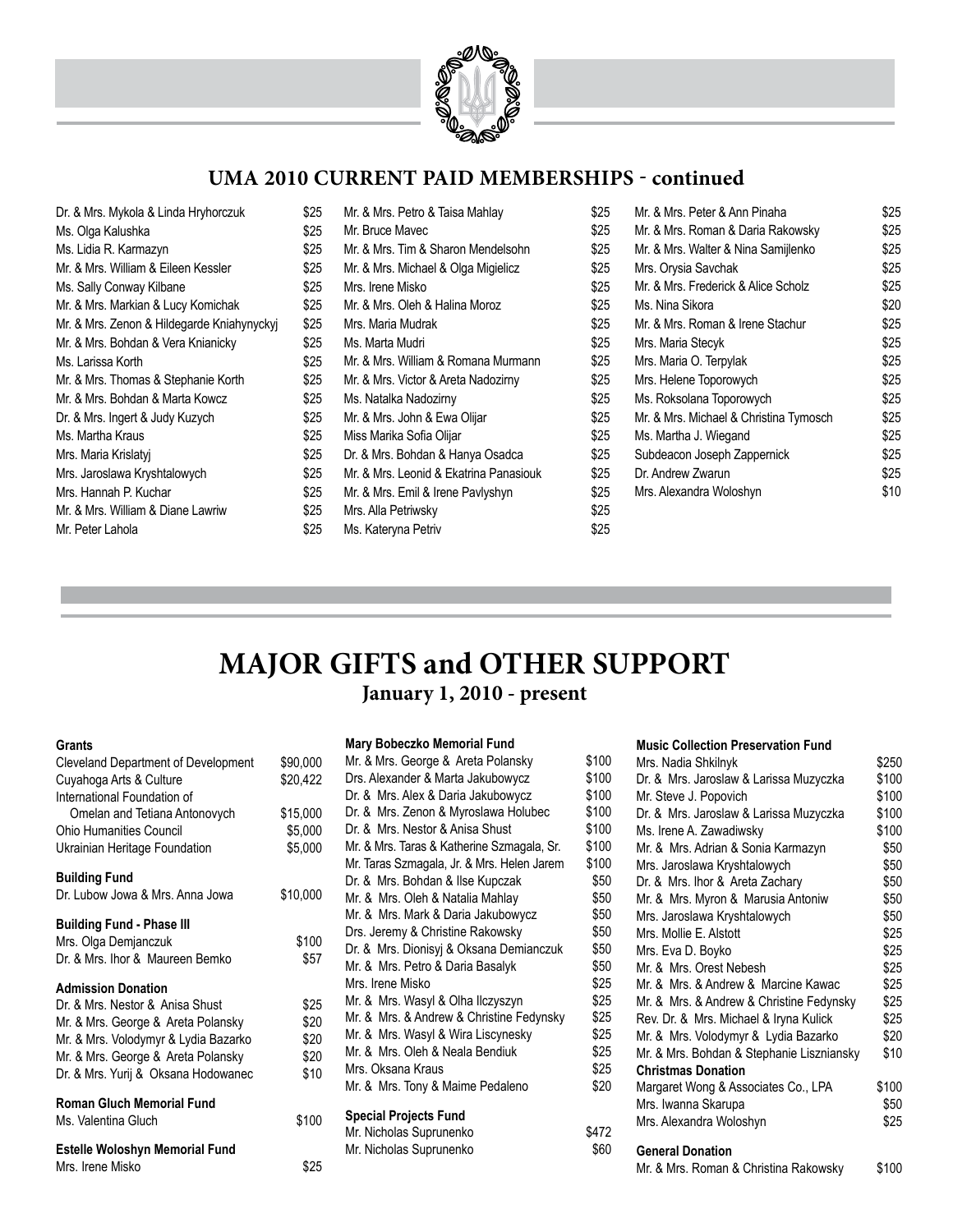## UMA 2010 CURRENT PAID MEMBERSHIPS - continued

| | |
|---|---|
| Dr. & Mrs. Mykola & Linda Hryhorczuk | $25 |
| Ms. Olga Kalushka | $25 |
| Ms. Lidia R. Karmazyn | $25 |
| Mr. & Mrs. William & Eileen Kessler | $25 |
| Ms. Sally Conway Kilbane | $25 |
| Mr. & Mrs. Markian & Lucy Komichak | $25 |
| Mr. & Mrs. Zenon & Hildegarde Kniahynyckyj | $25 |
| Mr. & Mrs. Bohdan & Vera Knianicky | $25 |
| Ms. Larissa Korth | $25 |
| Mr. & Mrs. Thomas & Stephanie Korth | $25 |
| Mr. & Mrs. Bohdan & Marta Kowcz | $25 |
| Dr. & Mrs. Ingert & Judy Kuzych | $25 |
| Ms. Martha Kraus | $25 |
| Mrs. Maria Krislatyj | $25 |
| Mrs. Jaroslawa Kryshtalowych | $25 |
| Mrs. Hannah P. Kuchar | $25 |
| Mr. & Mrs. William & Diane Lawriw | $25 |
| Mr. Peter Lahola | $25 |
| Mr. & Mrs. Petro & Taisa Mahlay | $25 |
| Mr. Bruce Mavec | $25 |
| Mr. & Mrs. Tim & Sharon Mendelsohn | $25 |
| Mr. & Mrs. Michael & Olga Migielicz | $25 |
| Mrs. Irene Misko | $25 |
| Mr. & Mrs. Oleh & Halina Moroz | $25 |
| Mrs. Maria Mudrak | $25 |
| Ms. Marta Mudri | $25 |
| Mr. & Mrs. William & Romana Murmann | $25 |
| Mr. & Mrs. Victor & Areta Nadozirny | $25 |
| Ms. Natalka Nadozirny | $25 |
| Mr. & Mrs. John & Ewa Olijar | $25 |
| Miss Marika Sofia Olijar | $25 |
| Dr. & Mrs. Bohdan & Hanya Osadca | $25 |
| Mr. & Mrs. Leonid & Ekatrina Panasiouk | $25 |
| Mr. & Mrs. Emil & Irene Pavlyshyn | $25 |
| Mrs. Alla Petriwsky | $25 |
| Ms. Kateryna Petriv | $25 |
| Mr. & Mrs. Peter & Ann Pinaha | $25 |
| Mr. & Mrs. Roman & Daria Rakowsky | $25 |
| Mr. & Mrs. Walter & Nina Samijlenko | $25 |
| Mrs. Orysia Savchak | $25 |
| Mr. & Mrs. Frederick & Alice Scholz | $25 |
| Ms. Nina Sikora | $20 |
| Mr. & Mrs. Roman & Irene Stachur | $25 |
| Mrs. Maria Stecyk | $25 |
| Mrs. Maria O. Terpylak | $25 |
| Mrs. Helene Toporowych | $25 |
| Ms. Roksolana Toporowych | $25 |
| Mr. & Mrs. Michael & Christina Tymosch | $25 |
| Ms. Martha J. Wiegand | $25 |
| Subdeacon Joseph Zappernick | $25 |
| Dr. Andrew Zwarun | $25 |
| Mrs. Alexandra Woloshyn | $10 |

# MAJOR GIFTS and OTHER SUPPORT

**January 1, 2010 - present**

**Grants**

| | |
|---|---|
| Cleveland Department of Development | $90,000 |
| Cuyahoga Arts & Culture | $20,422 |
| International Foundation of Omelan and Tetiana Antonovych | $15,000 |
| Ohio Humanities Council | $5,000 |
| Ukrainian Heritage Foundation | $5,000 |

**Building Fund**

| | |
|---|---|
| Dr. Lubow Jowa & Mrs. Anna Jowa | $10,000 |

**Building Fund - Phase III**

| | |
|---|---|
| Mrs. Olga Demjanczuk | $100 |
| Dr. & Mrs. Ihor & Maureen Bemko | $57 |

**Admission Donation**

| | |
|---|---|
| Dr. & Mrs. Nestor & Anisa Shust | $25 |
| Mr. & Mrs. George & Areta Polansky | $20 |
| Mr. & Mrs. Volodymyr & Lydia Bazarko | $20 |
| Mr. & Mrs. George & Areta Polansky | $20 |
| Dr. & Mrs. Yurij & Oksana Hodowanec | $10 |

**Roman Gluch Memorial Fund**

| | |
|---|---|
| Ms. Valentina Gluch | $100 |

**Estelle Woloshyn Memorial Fund**

| | |
|---|---|
| Mrs. Irene Misko | $25 |

**Mary Bobeczko Memorial Fund**

| | |
|---|---|
| Mr. & Mrs. George & Areta Polansky | $100 |
| Drs. Alexander & Marta Jakubowycz | $100 |
| Dr. & Mrs. Alex & Daria Jakubowycz | $100 |
| Dr. & Mrs. Zenon & Myroslawa Holubec | $100 |
| Dr. & Mrs. Nestor & Anisa Shust | $100 |
| Mr. & Mrs. Taras & Katherine Szmagala, Sr. | $100 |
| Mr. Taras Szmagala, Jr. & Mrs. Helen Jarem | $100 |
| Dr. & Mrs. Bohdan & Ilse Kupczak | $50 |
| Mr. & Mrs. Oleh & Natalia Mahlay | $50 |
| Mr. & Mrs. Mark & Daria Jakubowycz | $50 |
| Drs. Jeremy & Christine Rakowsky | $50 |
| Dr. & Mrs. Dionisyj & Oksana Demianczuk | $50 |
| Mr. & Mrs. Petro & Daria Basalyk | $50 |
| Mrs. Irene Misko | $25 |
| Mr. & Mrs. Wasyl & Olha Ilczyszyn | $25 |
| Mr. & Mrs. & Andrew & Christine Fedynsky | $25 |
| Mr. & Mrs. Wasyl & Wira Liscynesky | $25 |
| Mr. & Mrs. Oleh & Neala Bendiuk | $25 |
| Mrs. Oksana Kraus | $25 |
| Mr. & Mrs. Tony & Maime Pedaleno | $20 |

**Special Projects Fund**

| | |
|---|---|
| Mr. Nicholas Suprunenko | $472 |
| Mr. Nicholas Suprunenko | $60 |

**Music Collection Preservation Fund**

| | |
|---|---|
| Mrs. Nadia Shkilnyk | $250 |
| Dr. & Mrs. Jaroslaw & Larissa Muzyczka | $100 |
| Mr. Steve J. Popovich | $100 |
| Dr. & Mrs. Jaroslaw & Larissa Muzyczka | $100 |
| Ms. Irene A. Zawadiwsky | $100 |
| Mr. & Mrs. Adrian & Sonia Karmazyn | $50 |
| Mrs. Jaroslawa Kryshtalowych | $50 |
| Dr. & Mrs. Ihor & Areta Zachary | $50 |
| Mr. & Mrs. Myron & Marusia Antoniw | $50 |
| Mrs. Jaroslawa Kryshtalowych | $50 |
| Mrs. Mollie E. Alstott | $25 |
| Mrs. Eva D. Boyko | $25 |
| Mr. & Mrs. Orest Nebesh | $25 |
| Mr. & Mrs. & Andrew & Marcine Kawac | $25 |
| Mr. & Mrs. & Andrew & Christine Fedynsky | $25 |
| Rev. Dr. & Mrs. Michael & Iryna Kulick | $25 |
| Mr. & Mrs. Volodymyr & Lydia Bazarko | $20 |
| Mr. & Mrs. Bohdan & Stephanie Liszniansky | $10 |

**Christmas Donation**

| | |
|---|---|
| Margaret Wong & Associates Co., LPA | $100 |
| Mrs. Iwanna Skarupa | $50 |
| Mrs. Alexandra Woloshyn | $25 |

**General Donation**

| | |
|---|---|
| Mr. & Mrs. Roman & Christina Rakowsky | $100 |